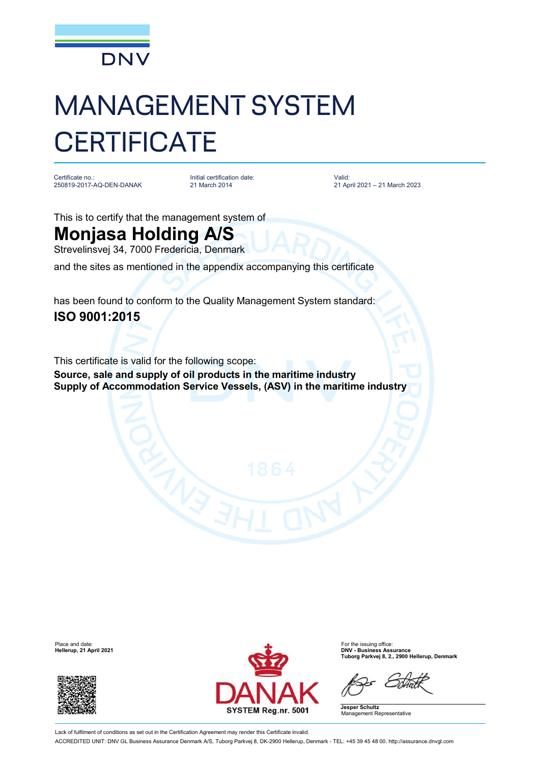DNV

# MANAGEMENT SYSTEM CERTIFICATE

Certificate no.:
250819-2017-AQ-DEN-DANAK

Initial certification date:
21 March 2014

Valid:
21 April 2021 – 21 March 2023

This is to certify that the management system of

## Monjasa Holding A/S

Strevelinsvej 34, 7000 Fredericia, Denmark

and the sites as mentioned in the appendix accompanying this certificate

has been found to conform to the Quality Management System standard:

### ISO 9001:2015

This certificate is valid for the following scope:

**Source, sale and supply of oil products in the maritime industry**
**Supply of Accommodation Service Vessels, (ASV) in the maritime industry**

Place and date:
**Hellerup, 21 April 2021**

DANAK
SYSTEM Reg.nr. 5001

For the issuing office:
**DNV - Business Assurance**
**Tuborg Parkvej 8, 2., 2900 Hellerup, Denmark**

**Jesper Schultz**
Management Representative

Lack of fulfilment of conditions as set out in the Certification Agreement may render this Certificate invalid.

ACCREDITED UNIT: DNV GL Business Assurance Denmark A/S, Tuborg Parkvej 8, DK-2900 Hellerup, Denmark - TEL: +45 39 45 48 00. http://assurance.dnvgl.com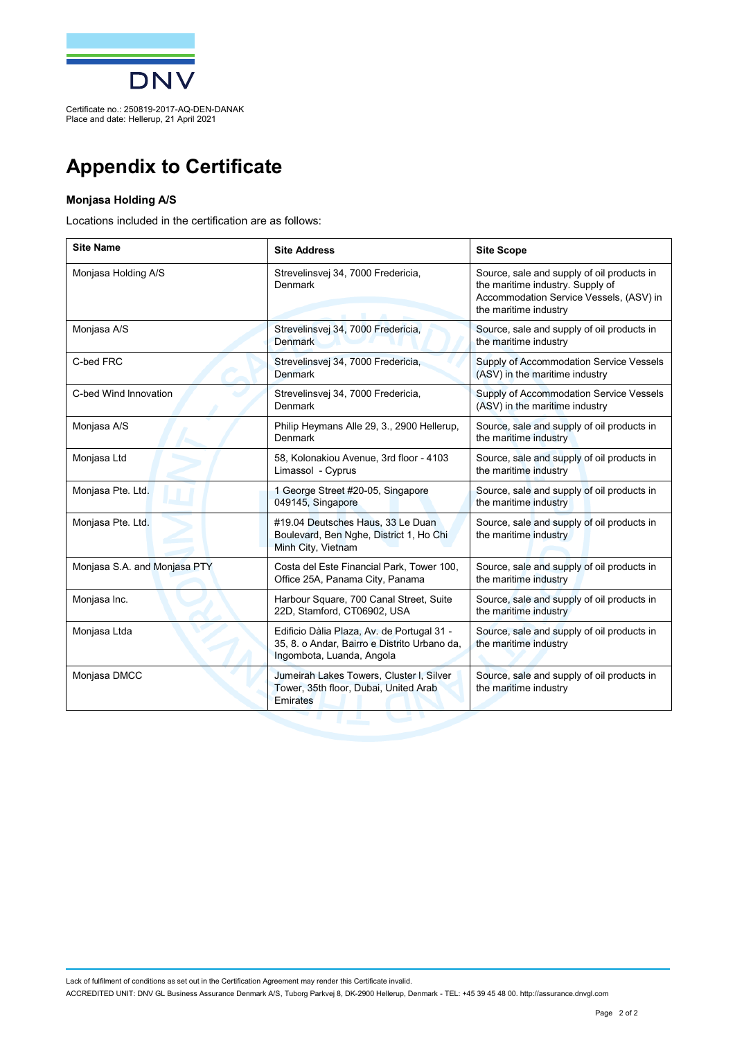Certificate no.: 250819-2017-AQ-DEN-DANAK
Place and date: Hellerup, 21 April 2021

# Appendix to Certificate

**Monjasa Holding A/S**

Locations included in the certification are as follows:

| Site Name | Site Address | Site Scope |
|---|---|---|
| Monjasa Holding A/S | Strevelinsvej 34, 7000 Fredericia, Denmark | Source, sale and supply of oil products in the maritime industry. Supply of Accommodation Service Vessels, (ASV) in the maritime industry |
| Monjasa A/S | Strevelinsvej 34, 7000 Fredericia, Denmark | Source, sale and supply of oil products in the maritime industry |
| C-bed FRC | Strevelinsvej 34, 7000 Fredericia, Denmark | Supply of Accommodation Service Vessels (ASV) in the maritime industry |
| C-bed Wind Innovation | Strevelinsvej 34, 7000 Fredericia, Denmark | Supply of Accommodation Service Vessels (ASV) in the maritime industry |
| Monjasa A/S | Philip Heymans Alle 29, 3., 2900 Hellerup, Denmark | Source, sale and supply of oil products in the maritime industry |
| Monjasa Ltd | 58, Kolonakiou Avenue, 3rd floor - 4103 Limassol - Cyprus | Source, sale and supply of oil products in the maritime industry |
| Monjasa Pte. Ltd. | 1 George Street #20-05, Singapore 049145, Singapore | Source, sale and supply of oil products in the maritime industry |
| Monjasa Pte. Ltd. | #19.04 Deutsches Haus, 33 Le Duan Boulevard, Ben Nghe, District 1, Ho Chi Minh City, Vietnam | Source, sale and supply of oil products in the maritime industry |
| Monjasa S.A. and Monjasa PTY | Costa del Este Financial Park, Tower 100, Office 25A, Panama City, Panama | Source, sale and supply of oil products in the maritime industry |
| Monjasa Inc. | Harbour Square, 700 Canal Street, Suite 22D, Stamford, CT06902, USA | Source, sale and supply of oil products in the maritime industry |
| Monjasa Ltda | Edificio Dàlia Plaza, Av. de Portugal 31 - 35, 8. o Andar, Bairro e Distrito Urbano da, Ingombota, Luanda, Angola | Source, sale and supply of oil products in the maritime industry |
| Monjasa DMCC | Jumeirah Lakes Towers, Cluster I, Silver Tower, 35th floor, Dubai, United Arab Emirates | Source, sale and supply of oil products in the maritime industry |

Lack of fulfilment of conditions as set out in the Certification Agreement may render this Certificate invalid.

ACCREDITED UNIT: DNV GL Business Assurance Denmark A/S, Tuborg Parkvej 8, DK-2900 Hellerup, Denmark - TEL: +45 39 45 48 00. http://assurance.dnvgl.com